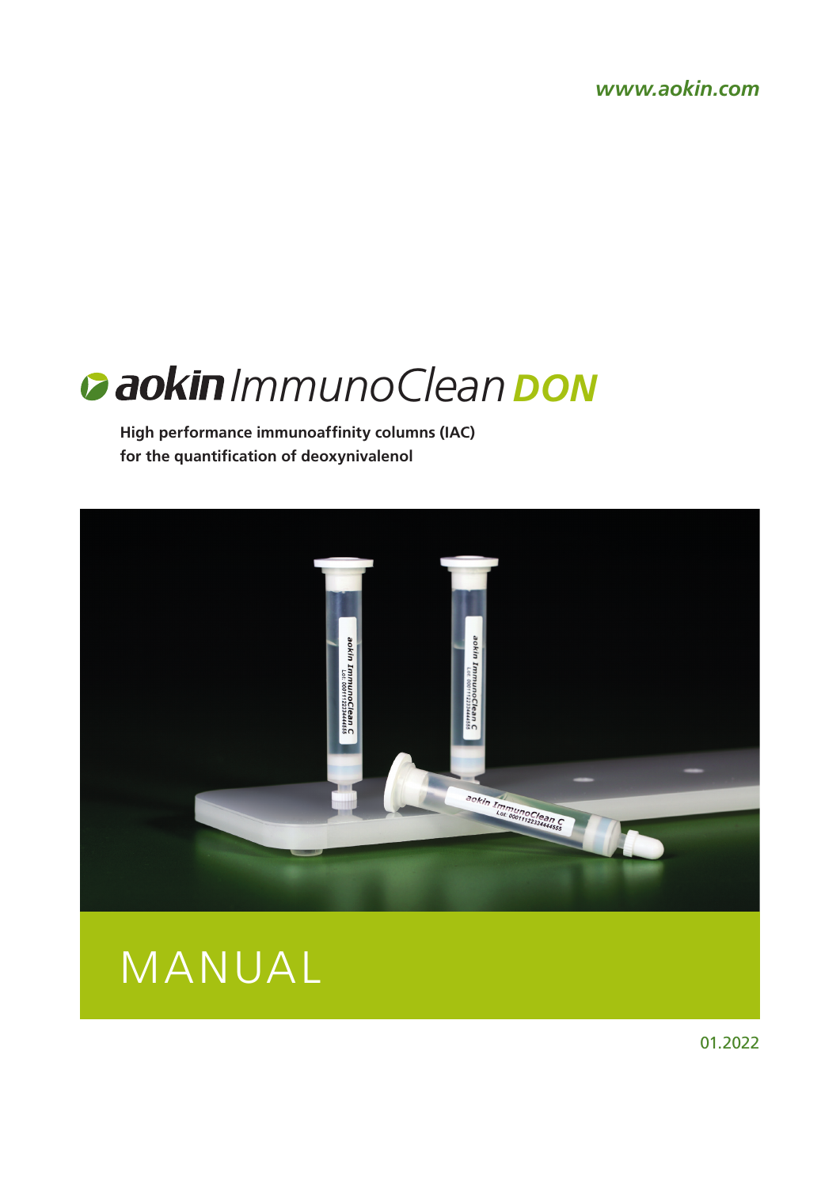www.aokin.com

# aokin ImmunoClean DON

**High performance immunoaffinity columns (IAC)**
**for the quantification of deoxynivalenol**

MANUAL

01.2022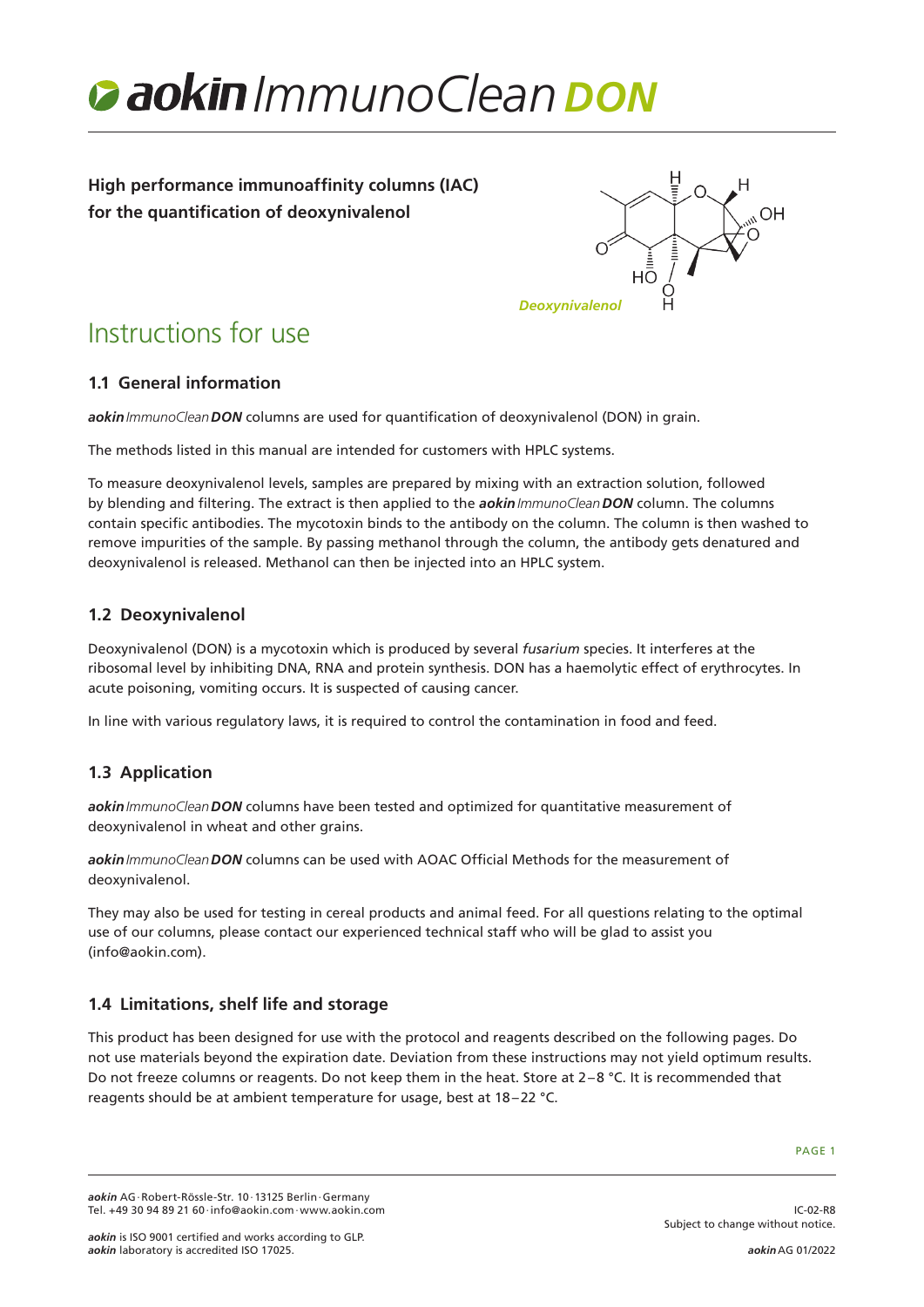# *aokin ImmunoClean* **DON**

**High performance immunoaffinity columns (IAC) for the quantification of deoxynivalenol**

*Deoxynivalenol*

## Instructions for use

### 1.1 General information

***aokin*** *ImmunoClean* ***DON*** columns are used for quantification of deoxynivalenol (DON) in grain.

The methods listed in this manual are intended for customers with HPLC systems.

To measure deoxynivalenol levels, samples are prepared by mixing with an extraction solution, followed by blending and filtering. The extract is then applied to the ***aokin*** *ImmunoClean* ***DON*** column. The columns contain specific antibodies. The mycotoxin binds to the antibody on the column. The column is then washed to remove impurities of the sample. By passing methanol through the column, the antibody gets denatured and deoxynivalenol is released. Methanol can then be injected into an HPLC system.

### 1.2 Deoxynivalenol

Deoxynivalenol (DON) is a mycotoxin which is produced by several *fusarium* species. It interferes at the ribosomal level by inhibiting DNA, RNA and protein synthesis. DON has a haemolytic effect of erythrocytes. In acute poisoning, vomiting occurs. It is suspected of causing cancer.

In line with various regulatory laws, it is required to control the contamination in food and feed.

### 1.3 Application

***aokin*** *ImmunoClean* ***DON*** columns have been tested and optimized for quantitative measurement of deoxynivalenol in wheat and other grains.

***aokin*** *ImmunoClean* ***DON*** columns can be used with AOAC Official Methods for the measurement of deoxynivalenol.

They may also be used for testing in cereal products and animal feed. For all questions relating to the optimal use of our columns, please contact our experienced technical staff who will be glad to assist you (info@aokin.com).

### 1.4 Limitations, shelf life and storage

This product has been designed for use with the protocol and reagents described on the following pages. Do not use materials beyond the expiration date. Deviation from these instructions may not yield optimum results. Do not freeze columns or reagents. Do not keep them in the heat. Store at 2–8 °C. It is recommended that reagents should be at ambient temperature for usage, best at 18–22 °C.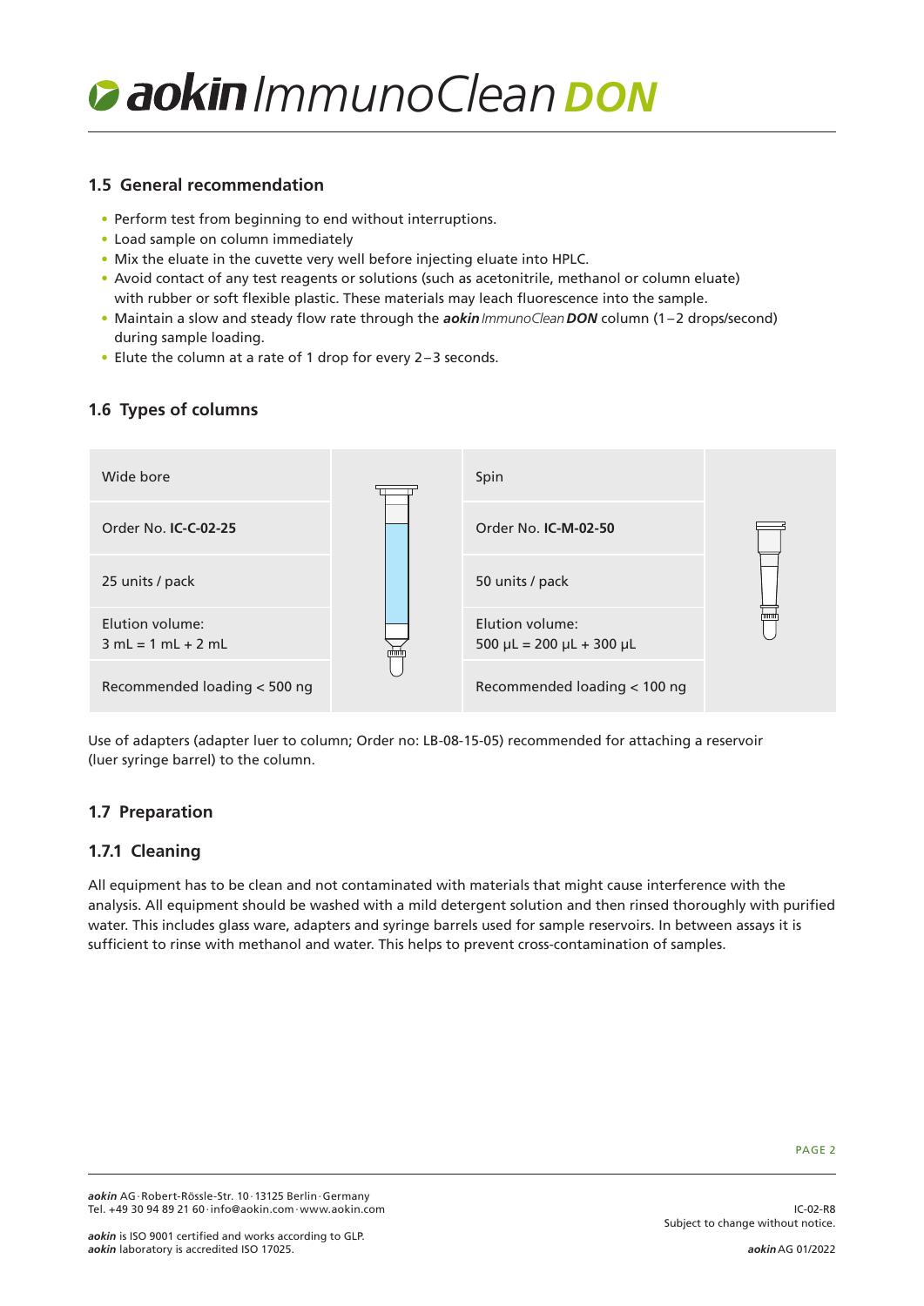### 1.5 General recommendation

- Perform test from beginning to end without interruptions.
- Load sample on column immediately
- Mix the eluate in the cuvette very well before injecting eluate into HPLC.
- Avoid contact of any test reagents or solutions (such as acetonitrile, methanol or column eluate) with rubber or soft flexible plastic. These materials may leach fluorescence into the sample.
- Maintain a slow and steady flow rate through the ***aokin*** *ImmunoClean* ***DON*** column (1–2 drops/second) during sample loading.
- Elute the column at a rate of 1 drop for every 2–3 seconds.

### 1.6 Types of columns

| Wide bore | Spin |
|---|---|
| Order No. **IC-C-02-25** | Order No. **IC-M-02-50** |
| 25 units / pack | 50 units / pack |
| Elution volume: 3 mL = 1 mL + 2 mL | Elution volume: 500 µL = 200 µL + 300 µL |
| Recommended loading < 500 ng | Recommended loading < 100 ng |

Use of adapters (adapter luer to column; Order no: LB-08-15-05) recommended for attaching a reservoir (luer syringe barrel) to the column.

### 1.7 Preparation

#### 1.7.1 Cleaning

All equipment has to be clean and not contaminated with materials that might cause interference with the analysis. All equipment should be washed with a mild detergent solution and then rinsed thoroughly with purified water. This includes glass ware, adapters and syringe barrels used for sample reservoirs. In between assays it is sufficient to rinse with methanol and water. This helps to prevent cross-contamination of samples.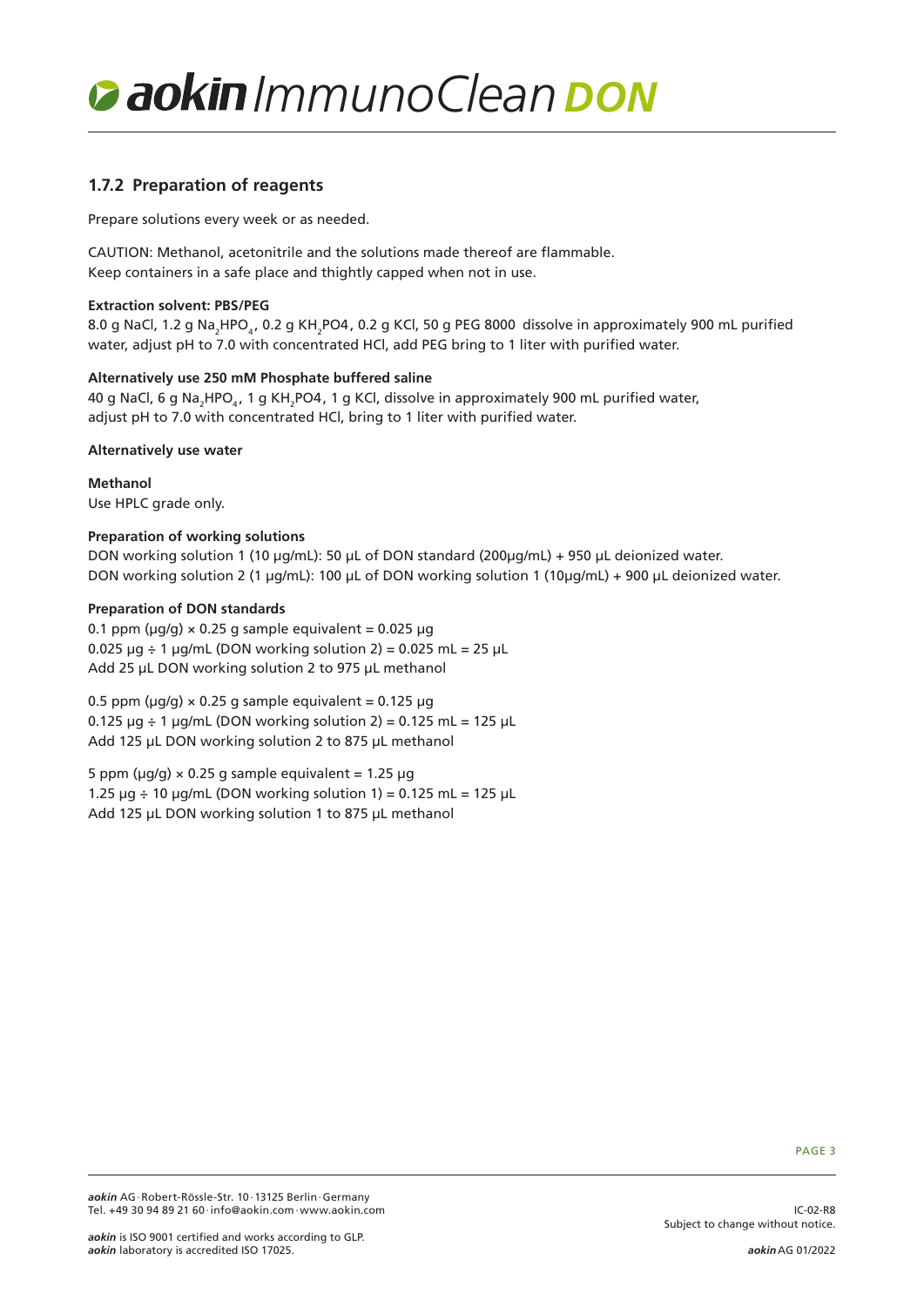### 1.7.2 Preparation of reagents

Prepare solutions every week or as needed.

CAUTION: Methanol, acetonitrile and the solutions made thereof are flammable.
Keep containers in a safe place and thightly capped when not in use.

**Extraction solvent: PBS/PEG**

8.0 g NaCl, 1.2 g $Na_2HPO_4$, 0.2 g $KH_2PO4$, 0.2 g KCl, 50 g PEG 8000 dissolve in approximately 900 mL purified water, adjust pH to 7.0 with concentrated HCl, add PEG bring to 1 liter with purified water.

**Alternatively use 250 mM Phosphate buffered saline**

40 g NaCl, 6 g $Na_2HPO_4$, 1 g $KH_2PO4$, 1 g KCl, dissolve in approximately 900 mL purified water, adjust pH to 7.0 with concentrated HCl, bring to 1 liter with purified water.

**Alternatively use water**

**Methanol**

Use HPLC grade only.

**Preparation of working solutions**

DON working solution 1 (10 µg/mL): 50 µL of DON standard (200µg/mL) + 950 µL deionized water.
DON working solution 2 (1 µg/mL): 100 µL of DON working solution 1 (10µg/mL) + 900 µL deionized water.

**Preparation of DON standards**

0.1 ppm (µg/g) × 0.25 g sample equivalent = 0.025 µg
0.025 µg ÷ 1 µg/mL (DON working solution 2) = 0.025 mL = 25 µL
Add 25 µL DON working solution 2 to 975 µL methanol

0.5 ppm (µg/g) × 0.25 g sample equivalent = 0.125 µg
0.125 µg ÷ 1 µg/mL (DON working solution 2) = 0.125 mL = 125 µL
Add 125 µL DON working solution 2 to 875 µL methanol

5 ppm (µg/g) × 0.25 g sample equivalent = 1.25 µg
1.25 µg ÷ 10 µg/mL (DON working solution 1) = 0.125 mL = 125 µL
Add 125 µL DON working solution 1 to 875 µL methanol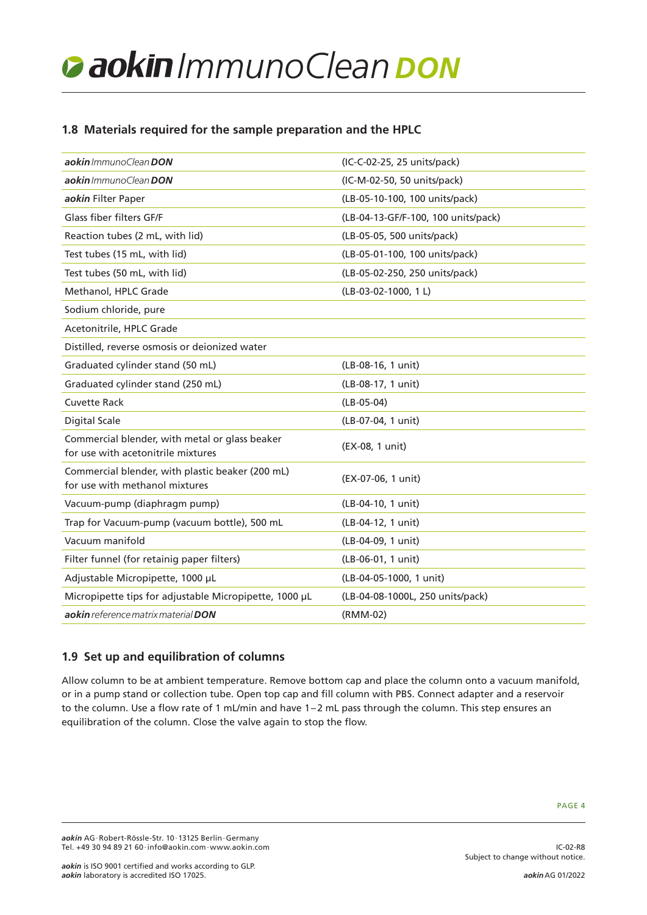## 1.8 Materials required for the sample preparation and the HPLC

| | |
|---|---|
| ***aokin*** *ImmunoClean* ***DON*** | (IC-C-02-25, 25 units/pack) |
| ***aokin*** *ImmunoClean* ***DON*** | (IC-M-02-50, 50 units/pack) |
| ***aokin*** Filter Paper | (LB-05-10-100, 100 units/pack) |
| Glass fiber filters GF/F | (LB-04-13-GF/F-100, 100 units/pack) |
| Reaction tubes (2 mL, with lid) | (LB-05-05, 500 units/pack) |
| Test tubes (15 mL, with lid) | (LB-05-01-100, 100 units/pack) |
| Test tubes (50 mL, with lid) | (LB-05-02-250, 250 units/pack) |
| Methanol, HPLC Grade | (LB-03-02-1000, 1 L) |
| Sodium chloride, pure | |
| Acetonitrile, HPLC Grade | |
| Distilled, reverse osmosis or deionized water | |
| Graduated cylinder stand (50 mL) | (LB-08-16, 1 unit) |
| Graduated cylinder stand (250 mL) | (LB-08-17, 1 unit) |
| Cuvette Rack | (LB-05-04) |
| Digital Scale | (LB-07-04, 1 unit) |
| Commercial blender, with metal or glass beaker for use with acetonitrile mixtures | (EX-08, 1 unit) |
| Commercial blender, with plastic beaker (200 mL) for use with methanol mixtures | (EX-07-06, 1 unit) |
| Vacuum-pump (diaphragm pump) | (LB-04-10, 1 unit) |
| Trap for Vacuum-pump (vacuum bottle), 500 mL | (LB-04-12, 1 unit) |
| Vacuum manifold | (LB-04-09, 1 unit) |
| Filter funnel (for retainig paper filters) | (LB-06-01, 1 unit) |
| Adjustable Micropipette, 1000 µL | (LB-04-05-1000, 1 unit) |
| Micropipette tips for adjustable Micropipette, 1000 µL | (LB-04-08-1000L, 250 units/pack) |
| ***aokin*** *reference matrix material* ***DON*** | (RMM-02) |

## 1.9 Set up and equilibration of columns

Allow column to be at ambient temperature. Remove bottom cap and place the column onto a vacuum manifold, or in a pump stand or collection tube. Open top cap and fill column with PBS. Connect adapter and a reservoir to the column. Use a flow rate of 1 mL/min and have 1–2 mL pass through the column. This step ensures an equilibration of the column. Close the valve again to stop the flow.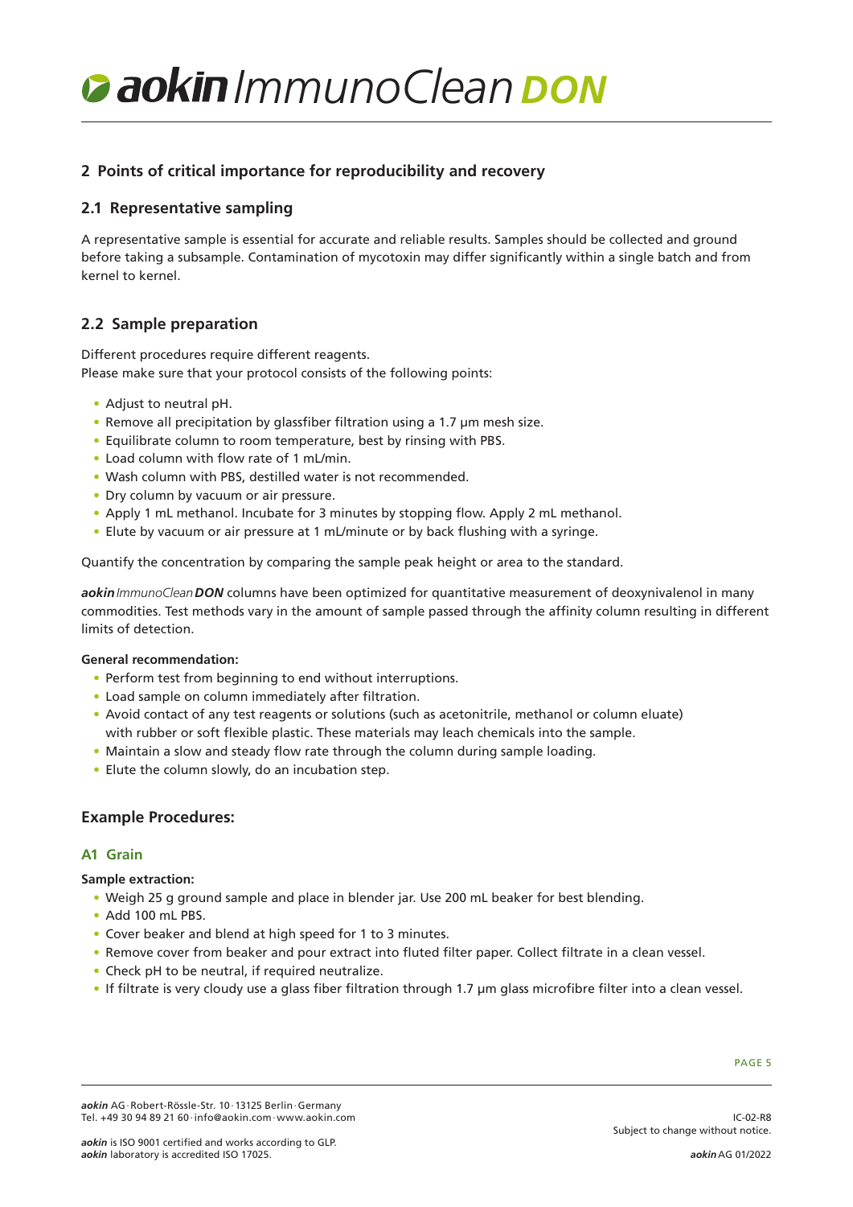## 2 Points of critical importance for reproducibility and recovery

### 2.1 Representative sampling

A representative sample is essential for accurate and reliable results. Samples should be collected and ground before taking a subsample. Contamination of mycotoxin may differ significantly within a single batch and from kernel to kernel.

### 2.2 Sample preparation

Different procedures require different reagents.
Please make sure that your protocol consists of the following points:

- Adjust to neutral pH.
- Remove all precipitation by glassfiber filtration using a 1.7 µm mesh size.
- Equilibrate column to room temperature, best by rinsing with PBS.
- Load column with flow rate of 1 mL/min.
- Wash column with PBS, destilled water is not recommended.
- Dry column by vacuum or air pressure.
- Apply 1 mL methanol. Incubate for 3 minutes by stopping flow. Apply 2 mL methanol.
- Elute by vacuum or air pressure at 1 mL/minute or by back flushing with a syringe.

Quantify the concentration by comparing the sample peak height or area to the standard.

***aokin** ImmunoClean **DON*** columns have been optimized for quantitative measurement of deoxynivalenol in many commodities. Test methods vary in the amount of sample passed through the affinity column resulting in different limits of detection.

**General recommendation:**

- Perform test from beginning to end without interruptions.
- Load sample on column immediately after filtration.
- Avoid contact of any test reagents or solutions (such as acetonitrile, methanol or column eluate) with rubber or soft flexible plastic. These materials may leach chemicals into the sample.
- Maintain a slow and steady flow rate through the column during sample loading.
- Elute the column slowly, do an incubation step.

## Example Procedures:

### A1 Grain

**Sample extraction:**

- Weigh 25 g ground sample and place in blender jar. Use 200 mL beaker for best blending.
- Add 100 mL PBS.
- Cover beaker and blend at high speed for 1 to 3 minutes.
- Remove cover from beaker and pour extract into fluted filter paper. Collect filtrate in a clean vessel.
- Check pH to be neutral, if required neutralize.
- If filtrate is very cloudy use a glass fiber filtration through 1.7 µm glass microfibre filter into a clean vessel.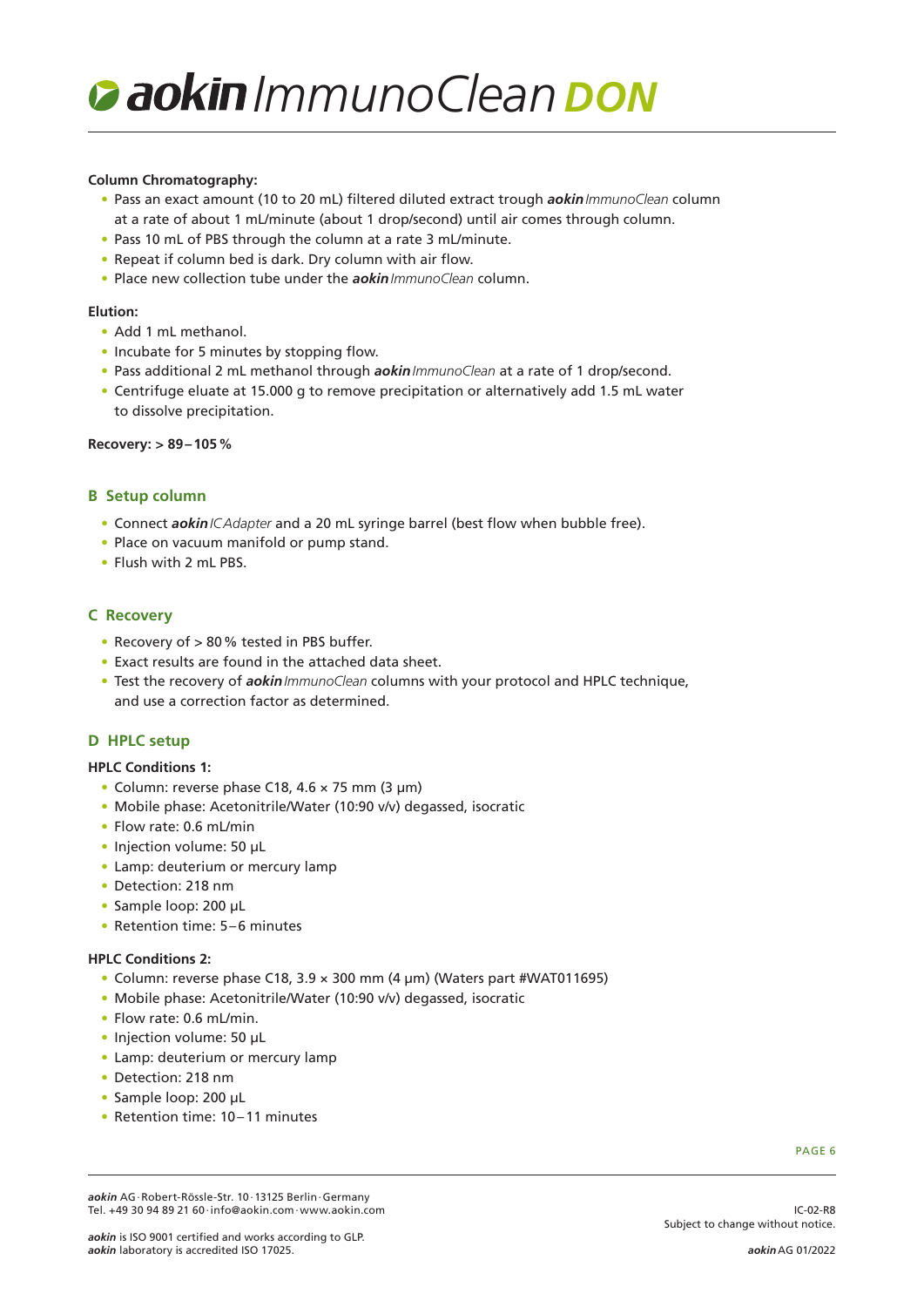**Column Chromatography:**

- Pass an exact amount (10 to 20 mL) filtered diluted extract trough ***aokin*** *ImmunoClean* column at a rate of about 1 mL/minute (about 1 drop/second) until air comes through column.
- Pass 10 mL of PBS through the column at a rate 3 mL/minute.
- Repeat if column bed is dark. Dry column with air flow.
- Place new collection tube under the ***aokin*** *ImmunoClean* column.

**Elution:**

- Add 1 mL methanol.
- Incubate for 5 minutes by stopping flow.
- Pass additional 2 mL methanol through ***aokin*** *ImmunoClean* at a rate of 1 drop/second.
- Centrifuge eluate at 15.000 g to remove precipitation or alternatively add 1.5 mL water to dissolve precipitation.

**Recovery: > 89 – 105 %**

## B Setup column

- Connect ***aokin*** *ICAdapter* and a 20 mL syringe barrel (best flow when bubble free).
- Place on vacuum manifold or pump stand.
- Flush with 2 mL PBS.

## C Recovery

- Recovery of > 80 % tested in PBS buffer.
- Exact results are found in the attached data sheet.
- Test the recovery of ***aokin*** *ImmunoClean* columns with your protocol and HPLC technique, and use a correction factor as determined.

## D HPLC setup

**HPLC Conditions 1:**

- Column: reverse phase C18, 4.6 × 75 mm (3 µm)
- Mobile phase: Acetonitrile/Water (10:90 v/v) degassed, isocratic
- Flow rate: 0.6 mL/min
- Injection volume: 50 µL
- Lamp: deuterium or mercury lamp
- Detection: 218 nm
- Sample loop: 200 µL
- Retention time: 5 – 6 minutes

**HPLC Conditions 2:**

- Column: reverse phase C18, 3.9 × 300 mm (4 µm) (Waters part #WAT011695)
- Mobile phase: Acetonitrile/Water (10:90 v/v) degassed, isocratic
- Flow rate: 0.6 mL/min.
- Injection volume: 50 µL
- Lamp: deuterium or mercury lamp
- Detection: 218 nm
- Sample loop: 200 µL
- Retention time: 10 – 11 minutes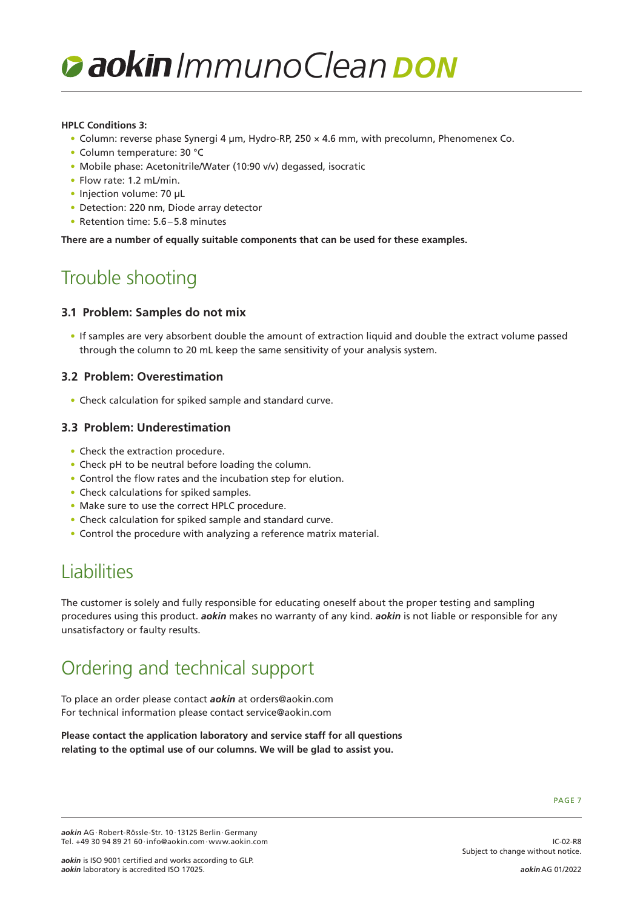**HPLC Conditions 3:**

- Column: reverse phase Synergi 4 µm, Hydro-RP, 250 × 4.6 mm, with precolumn, Phenomenex Co.
- Column temperature: 30 °C
- Mobile phase: Acetonitrile/Water (10:90 v/v) degassed, isocratic
- Flow rate: 1.2 mL/min.
- Injection volume: 70 µL
- Detection: 220 nm, Diode array detector
- Retention time: 5.6 – 5.8 minutes

**There are a number of equally suitable components that can be used for these examples.**

# Trouble shooting

### 3.1 Problem: Samples do not mix

- If samples are very absorbent double the amount of extraction liquid and double the extract volume passed through the column to 20 mL keep the same sensitivity of your analysis system.

### 3.2 Problem: Overestimation

- Check calculation for spiked sample and standard curve.

### 3.3 Problem: Underestimation

- Check the extraction procedure.
- Check pH to be neutral before loading the column.
- Control the flow rates and the incubation step for elution.
- Check calculations for spiked samples.
- Make sure to use the correct HPLC procedure.
- Check calculation for spiked sample and standard curve.
- Control the procedure with analyzing a reference matrix material.

# Liabilities

The customer is solely and fully responsible for educating oneself about the proper testing and sampling procedures using this product. ***aokin*** makes no warranty of any kind. ***aokin*** is not liable or responsible for any unsatisfactory or faulty results.

# Ordering and technical support

To place an order please contact ***aokin*** at orders@aokin.com
For technical information please contact service@aokin.com

**Please contact the application laboratory and service staff for all questions relating to the optimal use of our columns. We will be glad to assist you.**

***aokin*** AG · Robert-Rössle-Str. 10 · 13125 Berlin · Germany
Tel. +49 30 94 89 21 60 · info@aokin.com · www.aokin.com

***aokin*** is ISO 9001 certified and works according to GLP.
***aokin*** laboratory is accredited ISO 17025.

IC-02-R8
Subject to change without notice.

***aokin*** AG 01/2022